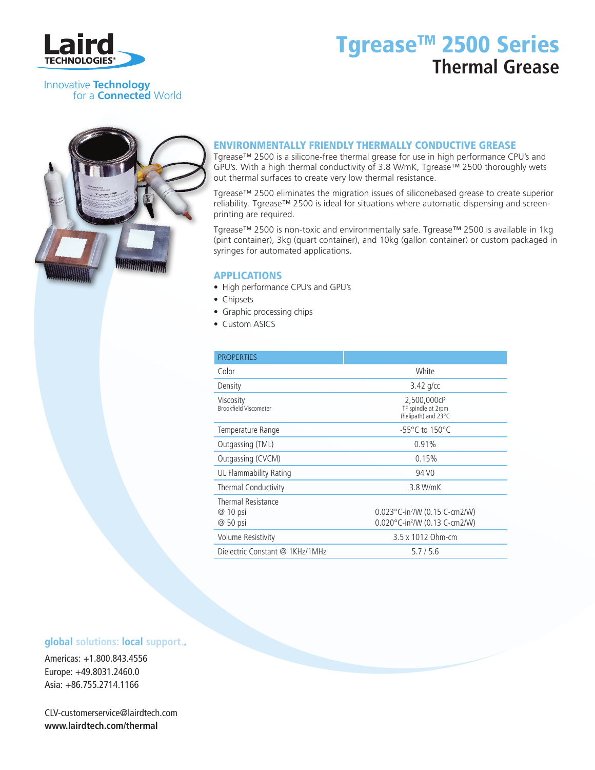Laird TECHNOLOGIES®

Innovative **Technology** for a **Connected** World

# Tgrease™ 2500 Series
## Thermal Grease

### ENVIRONMENTALLY FRIENDLY THERMALLY CONDUCTIVE GREASE

Tgrease™ 2500 is a silicone-free thermal grease for use in high performance CPU's and GPU's. With a high thermal conductivity of 3.8 W/mK, Tgrease™ 2500 thoroughly wets out thermal surfaces to create very low thermal resistance.

Tgrease™ 2500 eliminates the migration issues of siliconebased grease to create superior reliability. Tgrease™ 2500 is ideal for situations where automatic dispensing and screen-printing are required.

Tgrease™ 2500 is non-toxic and environmentally safe. Tgrease™ 2500 is available in 1kg (pint container), 3kg (quart container), and 10kg (gallon container) or custom packaged in syringes for automated applications.

### APPLICATIONS

- High performance CPU's and GPU's
- Chipsets
- Graphic processing chips
- Custom ASICS

| PROPERTIES | |
|---|---|
| Color | White |
| Density | 3.42 g/cc |
| Viscosity Brookfield Viscometer | 2,500,000cP TF spindle at 2rpm (helipath) and 23°C |
| Temperature Range | -55°C to 150°C |
| Outgassing (TML) | 0.91% |
| Outgassing (CVCM) | 0.15% |
| UL Flammability Rating | 94 V0 |
| Thermal Conductivity | 3.8 W/mK |
| Thermal Resistance @ 10 psi @ 50 psi | 0.023°C-in²/W (0.15 C-cm2/W) 0.020°C-in²/W (0.13 C-cm2/W) |
| Volume Resistivity | 3.5 x 1012 Ohm-cm |
| Dielectric Constant @ 1KHz/1MHz | 5.7 / 5.6 |

**global** solutions: **local** support™

Americas: +1.800.843.4556
Europe: +49.8031.2460.0
Asia: +86.755.2714.1166

CLV-customerservice@lairdtech.com
**www.lairdtech.com/thermal**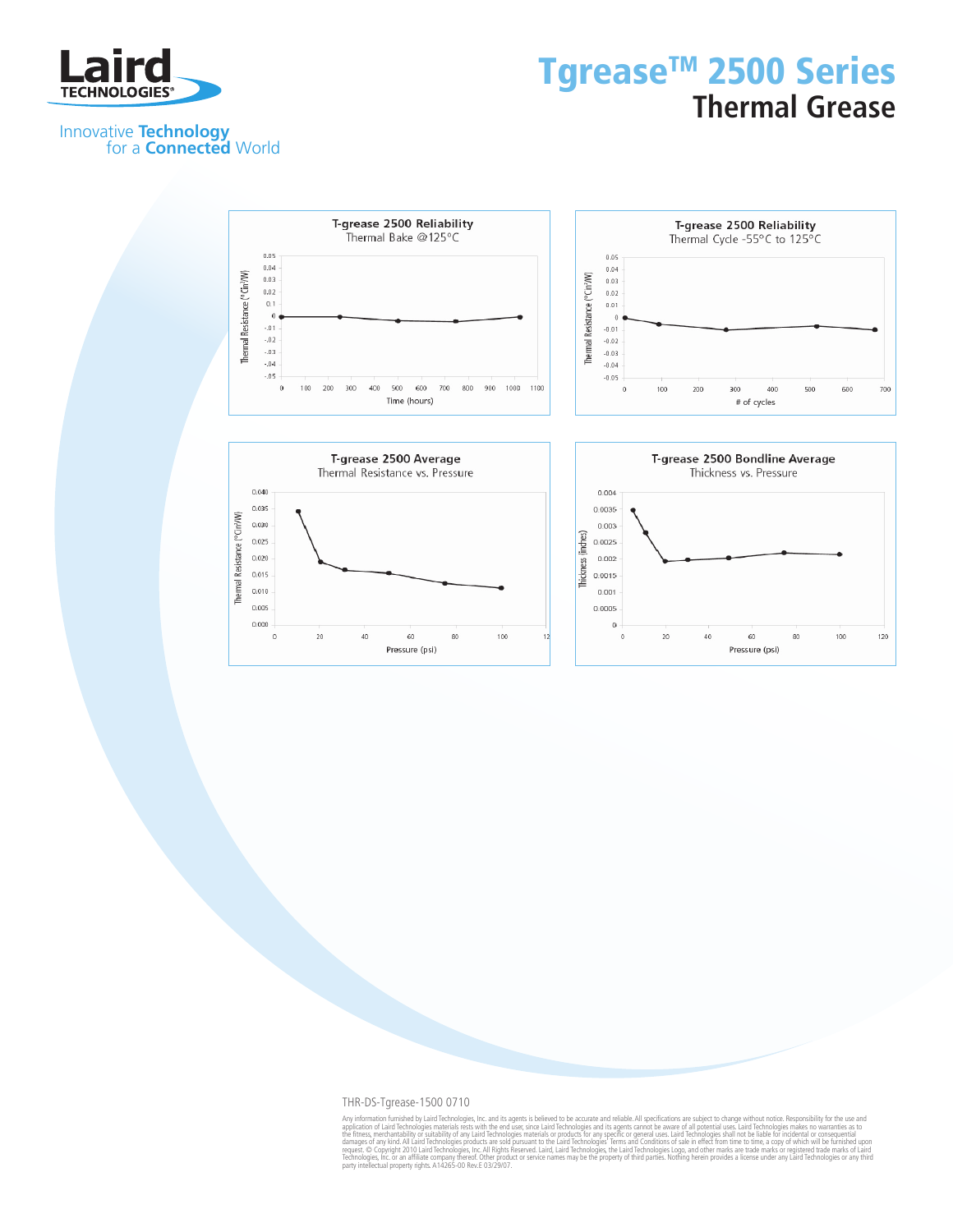# Tgrease™ 2500 Series

## Thermal Grease

Innovative **Technology** for a **Connected** World

T-grease 2500 Reliability
Thermal Bake @125°C

Thermal Resistance (°C in²/W)

0.05
0.04
0.03
0.02
0.1
0
-0.1
-0.2
-0.3
-0.4
-0.5

0 100 200 300 400 500 600 700 800 900 1000 1100

Time (hours)

T-grease 2500 Reliability
Thermal Cycle -55°C to 125°C

Thermal Resistance (°C in²/W)

0.05
0.04
0.03
0.02
0.01
0
-0.01
-0.02
-0.03
-0.04
-0.05

0 100 200 300 400 500 600 700

# of cycles

T-grease 2500 Average
Thermal Resistance vs. Pressure

Thermal Resistance (°C in²/W)

0.040
0.035
0.030
0.025
0.020
0.015
0.010
0.005
0.000

0 20 40 60 80 100 12

Pressure (psi)

T-grease 2500 Bondline Average
Thickness vs. Pressure

Thickness (inches)

0.004
0.0035
0.003
0.0025
0.002
0.0015
0.001
0.0005
0

0 20 40 60 80 100 120

Pressure (psi)

THR-DS-Tgrease-1500 0710

Any information furnished by Laird Technologies, Inc. and its agents is believed to be accurate and reliable. All specifications are subject to change without notice. Responsibility for the use and application of Laird Technologies materials rests with the end user, since Laird Technologies and its agents cannot be aware of all potential uses. Laird Technologies makes no warranties as to the fitness, merchantability or suitability of any Laird Technologies materials or products for any specific or general uses. Laird Technologies shall not be liable for incidental or consequential damages of any kind. All Laird Technologies products are sold pursuant to the Laird Technologies' Terms and Conditions of sale in effect from time to time, a copy of which will be furnished upon request. © Copyright 2010 Laird Technologies, Inc. All Rights Reserved. Laird, Laird Technologies, the Laird Technologies Logo, and other marks are trade marks or registered trade marks of Laird Technologies, Inc. or an affiliate company thereof. Other product or service names may be the property of third parties. Nothing herein provides a license under any Laird Technologies or any third party intellectual property rights. A14265-00 Rev.E 03/29/07.